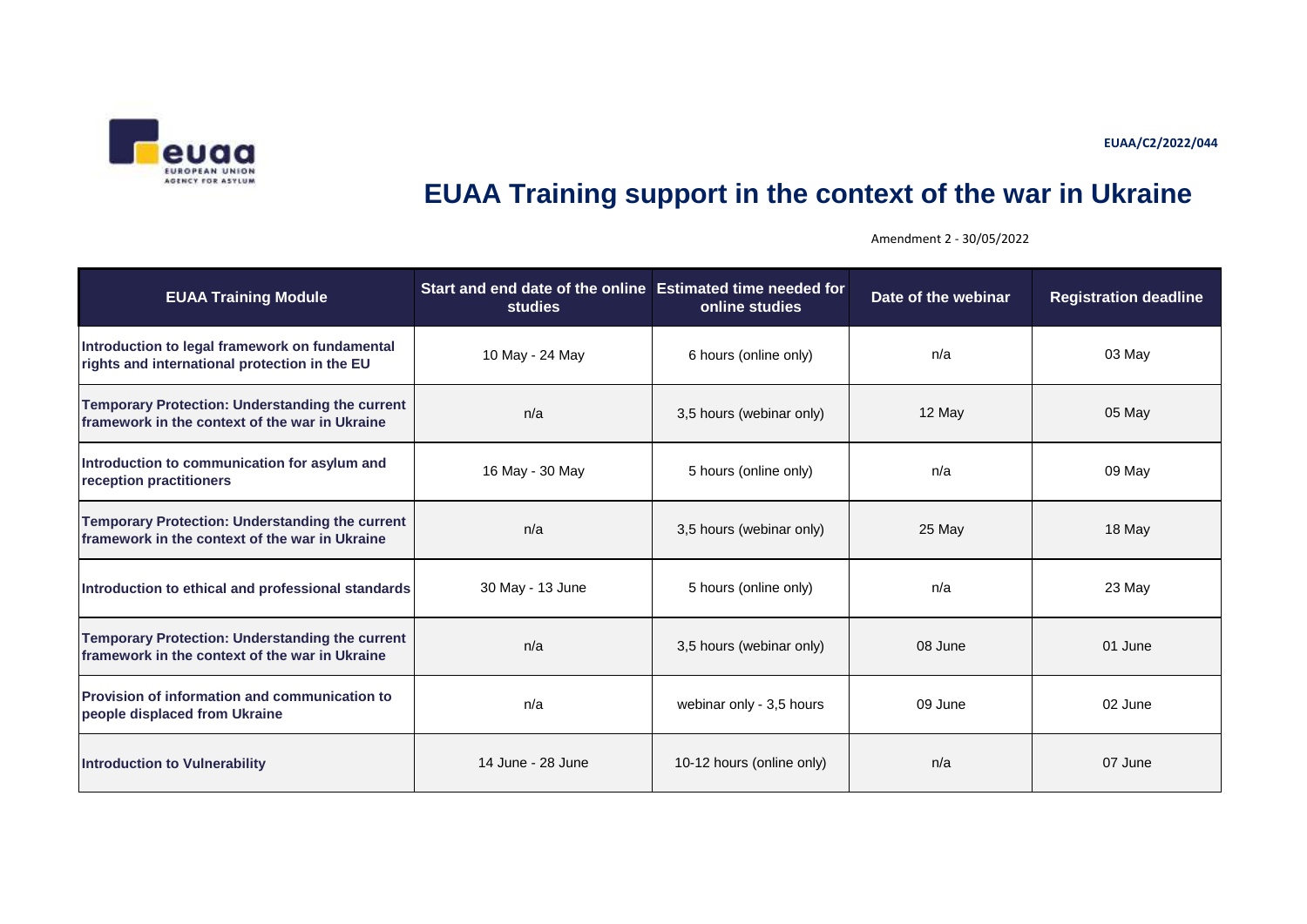EUAA/C2/2022/044

# EUAA Training support in the context of the war in Ukraine

Amendment 2 - 30/05/2022

| EUAA Training Module | Start and end date of the online studies | Estimated time needed for online studies | Date of the webinar | Registration deadline |
|---|---|---|---|---|
| **Introduction to legal framework on fundamental rights and international protection in the EU** | 10 May - 24 May | 6 hours (online only) | n/a | 03 May |
| **Temporary Protection: Understanding the current framework in the context of the war in Ukraine** | n/a | 3,5 hours (webinar only) | 12 May | 05 May |
| **Introduction to communication for asylum and reception practitioners** | 16 May - 30 May | 5 hours (online only) | n/a | 09 May |
| **Temporary Protection: Understanding the current framework in the context of the war in Ukraine** | n/a | 3,5 hours (webinar only) | 25 May | 18 May |
| **Introduction to ethical and professional standards** | 30 May - 13 June | 5 hours (online only) | n/a | 23 May |
| **Temporary Protection: Understanding the current framework in the context of the war in Ukraine** | n/a | 3,5 hours (webinar only) | 08 June | 01 June |
| **Provision of information and communication to people displaced from Ukraine** | n/a | webinar only - 3,5 hours | 09 June | 02 June |
| **Introduction to Vulnerability** | 14 June - 28 June | 10-12 hours (online only) | n/a | 07 June |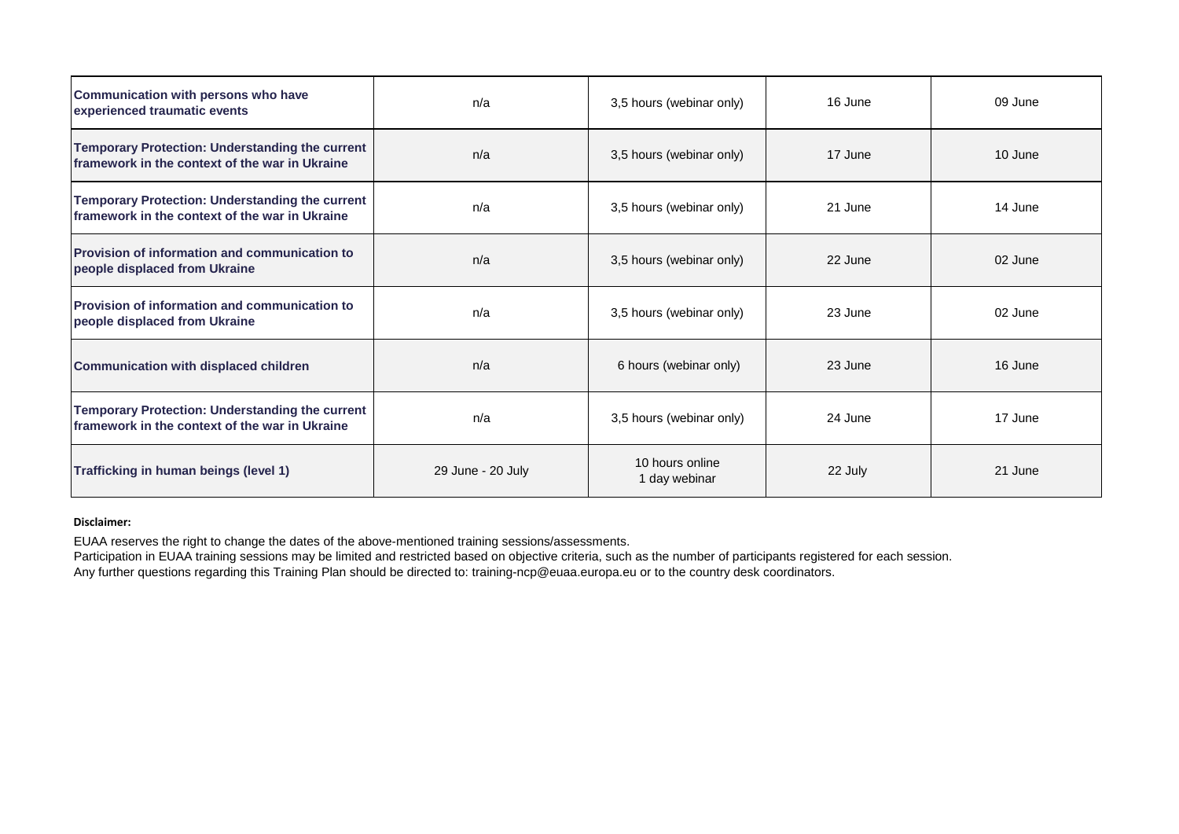| | | | | |
|---|---|---|---|---|
| **Communication with persons who have experienced traumatic events** | n/a | 3,5 hours (webinar only) | 16 June | 09 June |
| **Temporary Protection: Understanding the current framework in the context of the war in Ukraine** | n/a | 3,5 hours (webinar only) | 17 June | 10 June |
| **Temporary Protection: Understanding the current framework in the context of the war in Ukraine** | n/a | 3,5 hours (webinar only) | 21 June | 14 June |
| **Provision of information and communication to people displaced from Ukraine** | n/a | 3,5 hours (webinar only) | 22 June | 02 June |
| **Provision of information and communication to people displaced from Ukraine** | n/a | 3,5 hours (webinar only) | 23 June | 02 June |
| **Communication with displaced children** | n/a | 6 hours (webinar only) | 23 June | 16 June |
| **Temporary Protection: Understanding the current framework in the context of the war in Ukraine** | n/a | 3,5 hours (webinar only) | 24 June | 17 June |
| **Trafficking in human beings (level 1)** | 29 June - 20 July | 10 hours online 1 day webinar | 22 July | 21 June |

**Disclaimer:**

EUAA reserves the right to change the dates of the above-mentioned training sessions/assessments.
Participation in EUAA training sessions may be limited and restricted based on objective criteria, such as the number of participants registered for each session.
Any further questions regarding this Training Plan should be directed to: training-ncp@euaa.europa.eu or to the country desk coordinators.